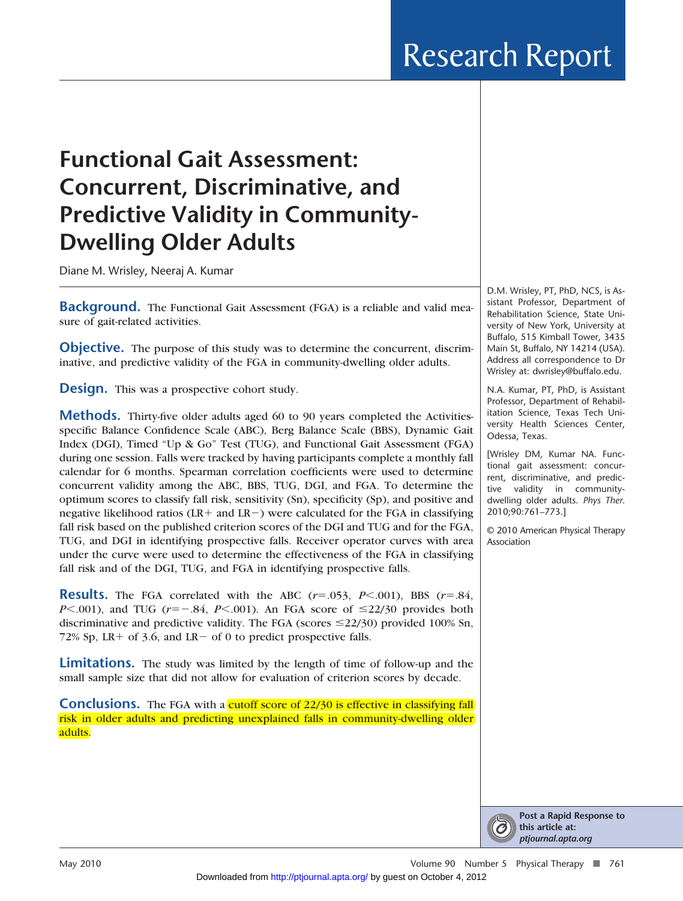# Functional Gait Assessment: Concurrent, Discriminative, and Predictive Validity in Community-Dwelling Older Adults

Diane M. Wrisley, Neeraj A. Kumar

**Background.** The Functional Gait Assessment (FGA) is a reliable and valid measure of gait-related activities.

**Objective.** The purpose of this study was to determine the concurrent, discriminative, and predictive validity of the FGA in community-dwelling older adults.

**Design.** This was a prospective cohort study.

**Methods.** Thirty-five older adults aged 60 to 90 years completed the Activities-specific Balance Confidence Scale (ABC), Berg Balance Scale (BBS), Dynamic Gait Index (DGI), Timed "Up & Go" Test (TUG), and Functional Gait Assessment (FGA) during one session. Falls were tracked by having participants complete a monthly fall calendar for 6 months. Spearman correlation coefficients were used to determine concurrent validity among the ABC, BBS, TUG, DGI, and FGA. To determine the optimum scores to classify fall risk, sensitivity (Sn), specificity (Sp), and positive and negative likelihood ratios (LR+ and LR−) were calculated for the FGA in classifying fall risk based on the published criterion scores of the DGI and TUG and for the FGA, TUG, and DGI in identifying prospective falls. Receiver operator curves with area under the curve were used to determine the effectiveness of the FGA in classifying fall risk and of the DGI, TUG, and FGA in identifying prospective falls.

**Results.** The FGA correlated with the ABC ($r$=.053, $P$<.001), BBS ($r$=.84, $P$<.001), and TUG ($r$=−.84, $P$<.001). An FGA score of ≤22/30 provides both discriminative and predictive validity. The FGA (scores ≤22/30) provided 100% Sn, 72% Sp, LR+ of 3.6, and LR− of 0 to predict prospective falls.

**Limitations.** The study was limited by the length of time of follow-up and the small sample size that did not allow for evaluation of criterion scores by decade.

**Conclusions.** The FGA with a cutoff score of 22/30 is effective in classifying fall risk in older adults and predicting unexplained falls in community-dwelling older adults.

D.M. Wrisley, PT, PhD, NCS, is Assistant Professor, Department of Rehabilitation Science, State University of New York, University at Buffalo, 515 Kimball Tower, 3435 Main St, Buffalo, NY 14214 (USA). Address all correspondence to Dr Wrisley at: dwrisley@buffalo.edu.

N.A. Kumar, PT, PhD, is Assistant Professor, Department of Rehabilitation Science, Texas Tech University Health Sciences Center, Odessa, Texas.

[Wrisley DM, Kumar NA. Functional gait assessment: concurrent, discriminative, and predictive validity in community-dwelling older adults. *Phys Ther.* 2010;90:761–773.]

© 2010 American Physical Therapy Association

**Post a Rapid Response to this article at:** ***ptjournal.apta.org***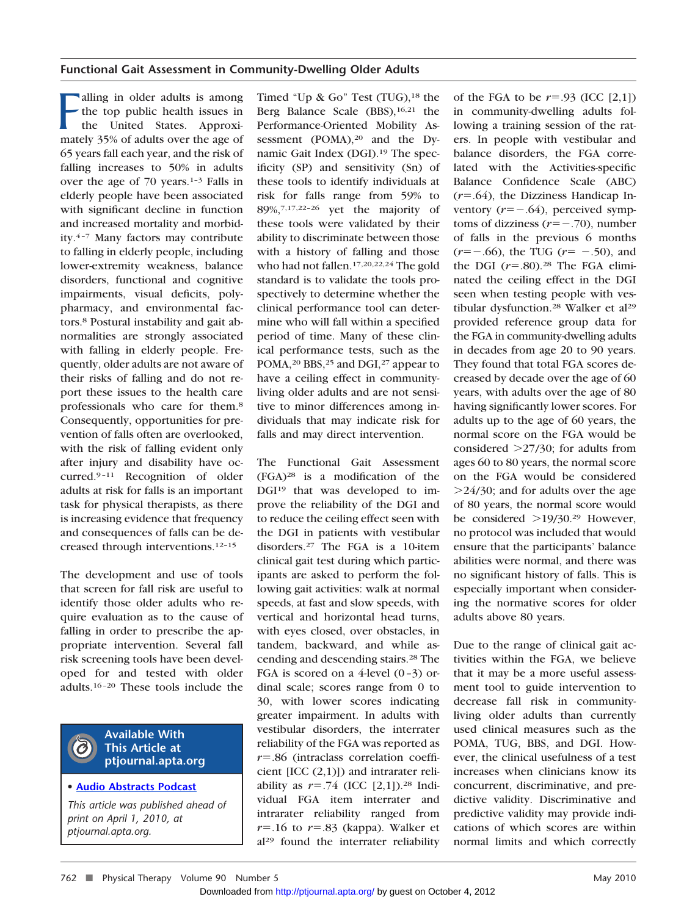Falling in older adults is among the top public health issues in the United States. Approximately 35% of adults over the age of 65 years fall each year, and the risk of falling increases to 50% in adults over the age of 70 years.[1–3] Falls in elderly people have been associated with significant decline in function and increased mortality and morbidity.[4–7] Many factors may contribute to falling in elderly people, including lower-extremity weakness, balance disorders, functional and cognitive impairments, visual deficits, polypharmacy, and environmental factors.[8] Postural instability and gait abnormalities are strongly associated with falling in elderly people. Frequently, older adults are not aware of their risks of falling and do not report these issues to the health care professionals who care for them.[8] Consequently, opportunities for prevention of falls often are overlooked, with the risk of falling evident only after injury and disability have occurred.[9–11] Recognition of older adults at risk for falls is an important task for physical therapists, as there is increasing evidence that frequency and consequences of falls can be decreased through interventions.[12–15]

The development and use of tools that screen for fall risk are useful to identify those older adults who require evaluation as to the cause of falling in order to prescribe the appropriate intervention. Several fall risk screening tools have been developed for and tested with older adults.[16–20] These tools include the Timed "Up & Go" Test (TUG),[18] the Berg Balance Scale (BBS),[16,21] the Performance-Oriented Mobility Assessment (POMA),[20] and the Dynamic Gait Index (DGI).[19] The specificity (SP) and sensitivity (Sn) of these tools to identify individuals at risk for falls range from 59% to 89%,[7,17,22–26] yet the majority of these tools were validated by their ability to discriminate between those with a history of falling and those who had not fallen.[17,20,22,24] The gold standard is to validate the tools prospectively to determine whether the clinical performance tool can determine who will fall within a specified period of time. Many of these clinical performance tests, such as the POMA,[20] BBS,[25] and DGI,[27] appear to have a ceiling effect in community-living older adults and are not sensitive to minor differences among individuals that may indicate risk for falls and may direct intervention.

The Functional Gait Assessment (FGA)[28] is a modification of the DGI[19] that was developed to improve the reliability of the DGI and to reduce the ceiling effect seen with the DGI in patients with vestibular disorders.[27] The FGA is a 10-item clinical gait test during which participants are asked to perform the following gait activities: walk at normal speeds, at fast and slow speeds, with vertical and horizontal head turns, with eyes closed, over obstacles, in tandem, backward, and while ascending and descending stairs.[28] The FGA is scored on a 4-level (0–3) ordinal scale; scores range from 0 to 30, with lower scores indicating greater impairment. In adults with vestibular disorders, the interrater reliability of the FGA was reported as $r$=.86 (intraclass correlation coefficient [ICC (2,1)]) and intrarater reliability as $r$=.74 (ICC [2,1]).[28] Individual FGA item interrater and intrarater reliability ranged from $r$=.16 to $r$=.83 (kappa). Walker et al[29] found the interrater reliability of the FGA to be $r$=.93 (ICC [2,1]) in community-dwelling adults following a training session of the raters. In people with vestibular and balance disorders, the FGA correlated with the Activities-specific Balance Confidence Scale (ABC) ($r$=.64), the Dizziness Handicap Inventory ($r$=−.64), perceived symptoms of dizziness ($r$=−.70), number of falls in the previous 6 months ($r$=−.66), the TUG ($r$= −.50), and the DGI ($r$=.80).[28] The FGA eliminated the ceiling effect in the DGI seen when testing people with vestibular dysfunction.[28] Walker et al[29] provided reference group data for the FGA in community-dwelling adults in decades from age 20 to 90 years. They found that total FGA scores decreased by decade over the age of 60 years, with adults over the age of 80 years having significantly lower scores. For adults up to the age of 60 years, the normal score on the FGA would be considered >27/30; for adults from ages 60 to 80 years, the normal score on the FGA would be considered >24/30; and for adults over the age of 80 years, the normal score would be considered >19/30.[29] However, no protocol was included that would ensure that the participants' balance abilities were normal, and there was no significant history of falls. This is especially important when considering the normative scores for older adults above 80 years.

Due to the range of clinical gait activities within the FGA, we believe that it may be a more useful assessment tool to guide intervention to decrease fall risk in community-living older adults than currently used clinical measures such as the POMA, TUG, BBS, and DGI. However, the clinical usefulness of a test increases when clinicians know its concurrent, discriminative, and predictive validity. Discriminative and predictive validity may provide indications of which scores are within normal limits and which correctly

**Available With This Article at ptjournal.apta.org**

- Audio Abstracts Podcast

*This article was published ahead of print on April 1, 2010, at ptjournal.apta.org.*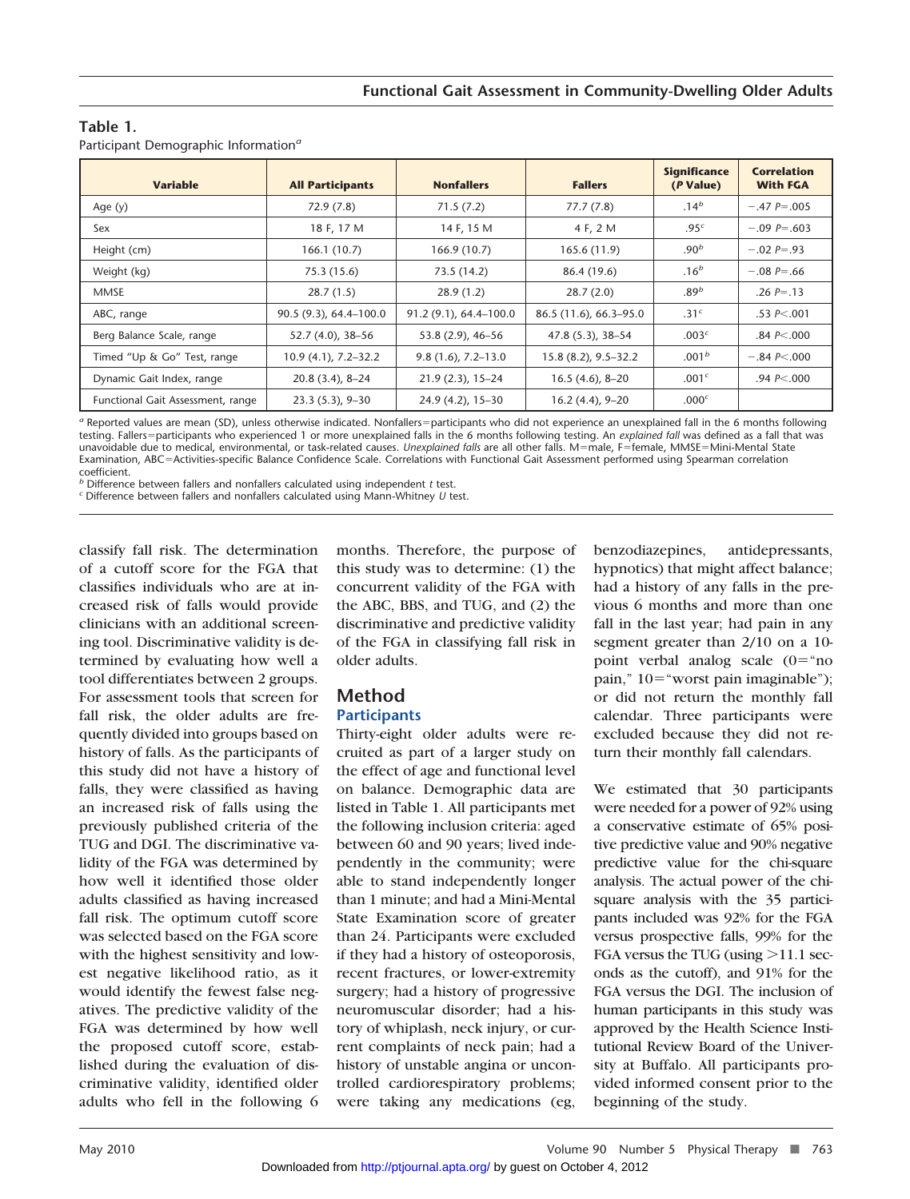**Table 1.**
Participant Demographic Information[a]

| Variable | All Participants | Nonfallers | Fallers | Significance (P Value) | Correlation With FGA |
|---|---|---|---|---|---|
| Age (y) | 72.9 (7.8) | 71.5 (7.2) | 77.7 (7.8) | .14[b] | −.47 P=.005 |
| Sex | 18 F, 17 M | 14 F, 15 M | 4 F, 2 M | .95[c] | −.09 P=.603 |
| Height (cm) | 166.1 (10.7) | 166.9 (10.7) | 165.6 (11.9) | .90[b] | −.02 P=.93 |
| Weight (kg) | 75.3 (15.6) | 73.5 (14.2) | 86.4 (19.6) | .16[b] | −.08 P=.66 |
| MMSE | 28.7 (1.5) | 28.9 (1.2) | 28.7 (2.0) | .89[b] | .26 P=.13 |
| ABC, range | 90.5 (9.3), 64.4–100.0 | 91.2 (9.1), 64.4–100.0 | 86.5 (11.6), 66.3–95.0 | .31[c] | .53 P<.001 |
| Berg Balance Scale, range | 52.7 (4.0), 38–56 | 53.8 (2.9), 46–56 | 47.8 (5.3), 38–54 | .003[c] | .84 P<.000 |
| Timed "Up & Go" Test, range | 10.9 (4.1), 7.2–32.2 | 9.8 (1.6), 7.2–13.0 | 15.8 (8.2), 9.5–32.2 | .001[b] | −.84 P<.000 |
| Dynamic Gait Index, range | 20.8 (3.4), 8–24 | 21.9 (2.3), 15–24 | 16.5 (4.6), 8–20 | .001[c] | .94 P<.000 |
| Functional Gait Assessment, range | 23.3 (5.3), 9–30 | 24.9 (4.2), 15–30 | 16.2 (4.4), 9–20 | .000[c] | |

[a] Reported values are mean (SD), unless otherwise indicated. Nonfallers=participants who did not experience an unexplained fall in the 6 months following testing. Fallers=participants who experienced 1 or more unexplained falls in the 6 months following testing. An *explained fall* was defined as a fall that was unavoidable due to medical, environmental, or task-related causes. *Unexplained falls* are all other falls. M=male, F=female, MMSE=Mini-Mental State Examination, ABC=Activities-specific Balance Confidence Scale. Correlations with Functional Gait Assessment performed using Spearman correlation coefficient.
[b] Difference between fallers and nonfallers calculated using independent *t* test.
[c] Difference between fallers and nonfallers calculated using Mann-Whitney *U* test.

classify fall risk. The determination of a cutoff score for the FGA that classifies individuals who are at increased risk of falls would provide clinicians with an additional screening tool. Discriminative validity is determined by evaluating how well a tool differentiates between 2 groups. For assessment tools that screen for fall risk, the older adults are frequently divided into groups based on history of falls. As the participants of this study did not have a history of falls, they were classified as having an increased risk of falls using the previously published criteria of the TUG and DGI. The discriminative validity of the FGA was determined by how well it identified those older adults classified as having increased fall risk. The optimum cutoff score was selected based on the FGA score with the highest sensitivity and lowest negative likelihood ratio, as it would identify the fewest false negatives. The predictive validity of the FGA was determined by how well the proposed cutoff score, established during the evaluation of discriminative validity, identified older adults who fell in the following 6 months. Therefore, the purpose of this study was to determine: (1) the concurrent validity of the FGA with the ABC, BBS, and TUG, and (2) the discriminative and predictive validity of the FGA in classifying fall risk in older adults.

## Method

### Participants

Thirty-eight older adults were recruited as part of a larger study on the effect of age and functional level on balance. Demographic data are listed in Table 1. All participants met the following inclusion criteria: aged between 60 and 90 years; lived independently in the community; were able to stand independently longer than 1 minute; and had a Mini-Mental State Examination score of greater than 24. Participants were excluded if they had a history of osteoporosis, recent fractures, or lower-extremity surgery; had a history of progressive neuromuscular disorder; had a history of whiplash, neck injury, or current complaints of neck pain; had a history of unstable angina or uncontrolled cardiorespiratory problems; were taking any medications (eg, benzodiazepines, antidepressants, hypnotics) that might affect balance; had a history of any falls in the previous 6 months and more than one fall in the last year; had pain in any segment greater than 2/10 on a 10-point verbal analog scale (0="no pain," 10="worst pain imaginable"); or did not return the monthly fall calendar. Three participants were excluded because they did not return their monthly fall calendars.

We estimated that 30 participants were needed for a power of 92% using a conservative estimate of 65% positive predictive value and 90% negative predictive value for the chi-square analysis. The actual power of the chi-square analysis with the 35 participants included was 92% for the FGA versus prospective falls, 99% for the FGA versus the TUG (using >11.1 seconds as the cutoff), and 91% for the FGA versus the DGI. The inclusion of human participants in this study was approved by the Health Science Institutional Review Board of the University at Buffalo. All participants provided informed consent prior to the beginning of the study.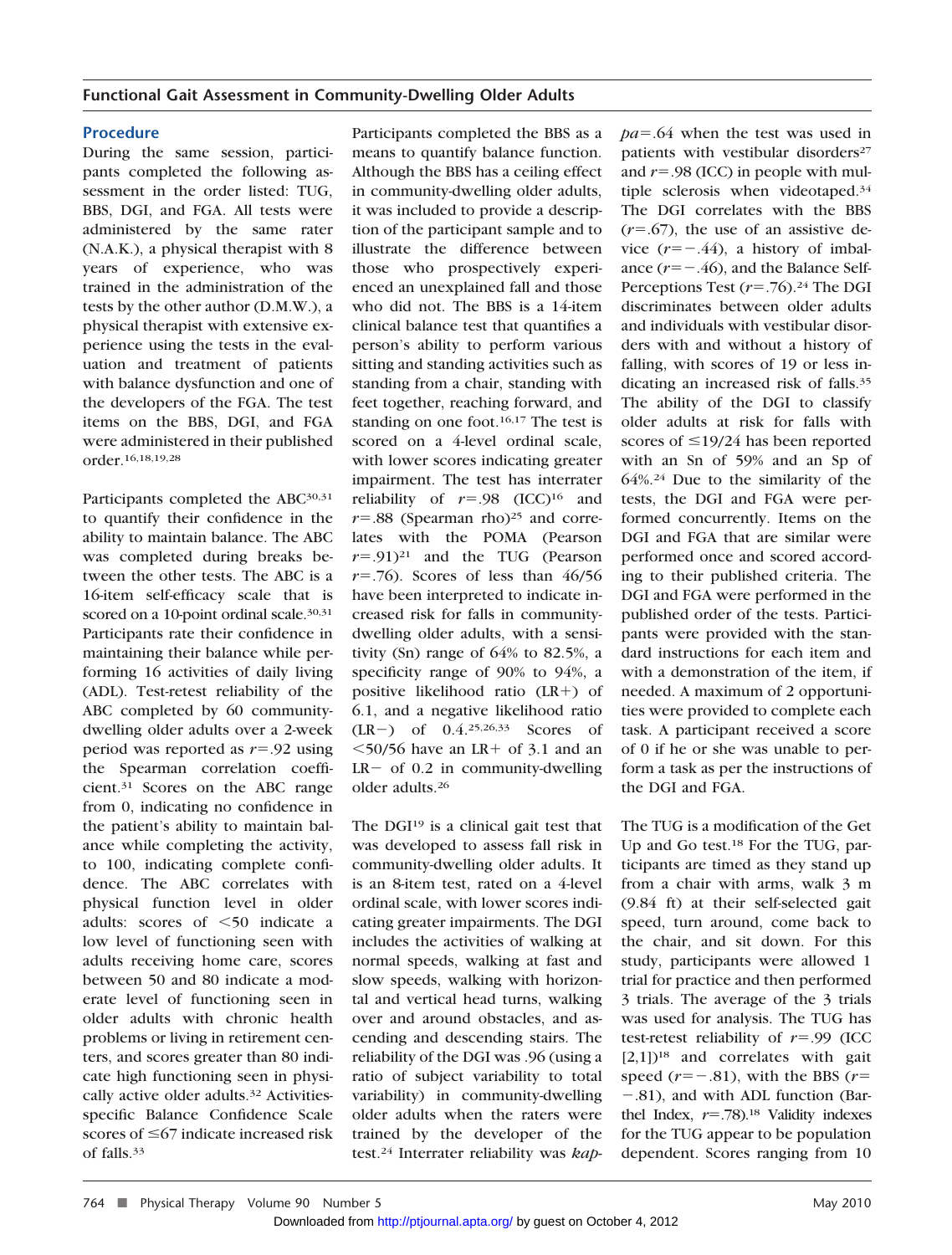## Procedure

During the same session, participants completed the following assessment in the order listed: TUG, BBS, DGI, and FGA. All tests were administered by the same rater (N.A.K.), a physical therapist with 8 years of experience, who was trained in the administration of the tests by the other author (D.M.W.), a physical therapist with extensive experience using the tests in the evaluation and treatment of patients with balance dysfunction and one of the developers of the FGA. The test items on the BBS, DGI, and FGA were administered in their published order.[16,18,19,28]

Participants completed the ABC[30,31] to quantify their confidence in the ability to maintain balance. The ABC was completed during breaks between the other tests. The ABC is a 16-item self-efficacy scale that is scored on a 10-point ordinal scale.[30,31] Participants rate their confidence in maintaining their balance while performing 16 activities of daily living (ADL). Test-retest reliability of the ABC completed by 60 community-dwelling older adults over a 2-week period was reported as $r$=.92 using the Spearman correlation coefficient.[31] Scores on the ABC range from 0, indicating no confidence in the patient's ability to maintain balance while completing the activity, to 100, indicating complete confidence. The ABC correlates with physical function level in older adults: scores of <50 indicate a low level of functioning seen with adults receiving home care, scores between 50 and 80 indicate a moderate level of functioning seen in older adults with chronic health problems or living in retirement centers, and scores greater than 80 indicate high functioning seen in physically active older adults.[32] Activities-specific Balance Confidence Scale scores of ≤67 indicate increased risk of falls.[33]

Participants completed the BBS as a means to quantify balance function. Although the BBS has a ceiling effect in community-dwelling older adults, it was included to provide a description of the participant sample and to illustrate the difference between those who prospectively experienced an unexplained fall and those who did not. The BBS is a 14-item clinical balance test that quantifies a person's ability to perform various sitting and standing activities such as standing from a chair, standing with feet together, reaching forward, and standing on one foot.[16,17] The test is scored on a 4-level ordinal scale, with lower scores indicating greater impairment. The test has interrater reliability of $r$=.98 (ICC)[16] and $r$=.88 (Spearman rho)[25] and correlates with the POMA (Pearson $r$=.91)[21] and the TUG (Pearson $r$=.76). Scores of less than 46/56 have been interpreted to indicate increased risk for falls in community-dwelling older adults, with a sensitivity (Sn) range of 64% to 82.5%, a specificity range of 90% to 94%, a positive likelihood ratio (LR+) of 6.1, and a negative likelihood ratio (LR−) of 0.4.[25,26,33] Scores <50/56 have an LR+ of 3.1 and an LR− of 0.2 in community-dwelling older adults.[26]

The DGI[19] is a clinical gait test that was developed to assess fall risk in community-dwelling older adults. It is an 8-item test, rated on a 4-level ordinal scale, with lower scores indicating greater impairments. The DGI includes the activities of walking at normal speeds, walking at fast and slow speeds, walking with horizontal and vertical head turns, walking over and around obstacles, and ascending and descending stairs. The reliability of the DGI was .96 (using a ratio of subject variability to total variability) in community-dwelling older adults when the raters were trained by the developer of the test.[24] Interrater reliability was *kappa*=.64 when the test was used in patients with vestibular disorders[27] and $r$=.98 (ICC) in people with multiple sclerosis when videotaped.[34] The DGI correlates with the BBS ($r$=.67), the use of an assistive device ($r$=−.44), a history of imbalance ($r$=−.46), and the Balance Self-Perceptions Test ($r$=.76).[24] The DGI discriminates between older adults and individuals with vestibular disorders with and without a history of falling, with scores of 19 or less indicating an increased risk of falls.[35] The ability of the DGI to classify older adults at risk for falls with scores of ≤19/24 has been reported with an Sn of 59% and an Sp of 64%.[24] Due to the similarity of the tests, the DGI and FGA were performed concurrently. Items on the DGI and FGA that are similar were performed once and scored according to their published criteria. The DGI and FGA were performed in the published order of the tests. Participants were provided with the standard instructions for each item and with a demonstration of the item, if needed. A maximum of 2 opportunities were provided to complete each task. A participant received a score of 0 if he or she was unable to perform a task as per the instructions of the DGI and FGA.

The TUG is a modification of the Get Up and Go test.[18] For the TUG, participants are timed as they stand up from a chair with arms, walk 3 m (9.84 ft) at their self-selected gait speed, turn around, come back to the chair, and sit down. For this study, participants were allowed 1 trial for practice and then performed 3 trials. The average of the 3 trials was used for analysis. The TUG has test-retest reliability of $r$=.99 (ICC [2,1])[18] and correlates with gait speed ($r$=−.81), with the BBS ($r$=−.81), and with ADL function (Barthel Index, $r$=.78).[18] Validity indexes for the TUG appear to be population dependent. Scores ranging from 10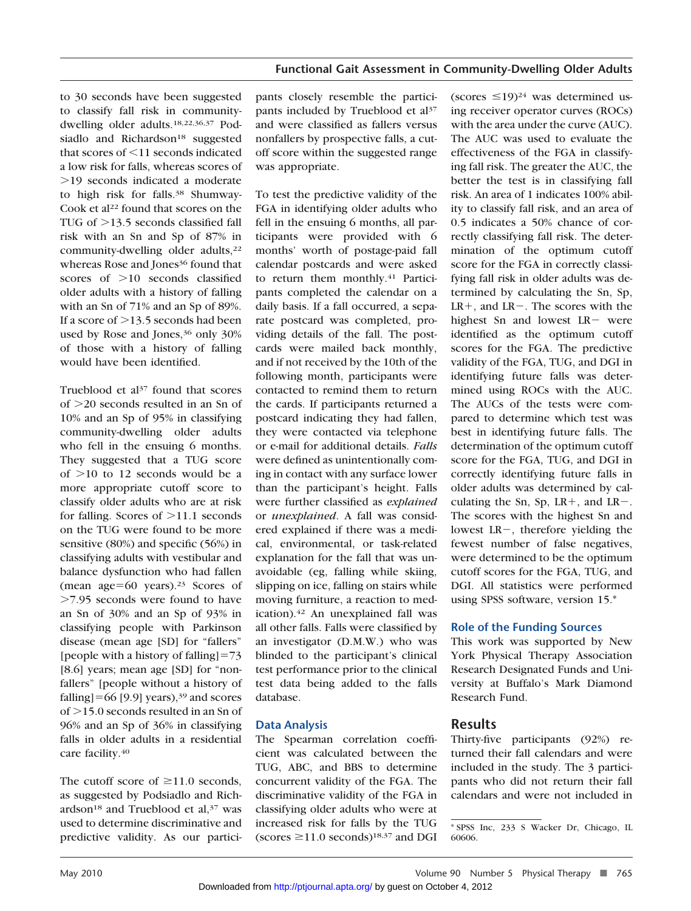to 30 seconds have been suggested to classify fall risk in community-dwelling older adults.[18,22,36,37] Podsiadlo and Richardson[18] suggested that scores of <11 seconds indicated a low risk for falls, whereas scores of >19 seconds indicated a moderate to high risk for falls.[38] Shumway-Cook et al[22] found that scores on the TUG of >13.5 seconds classified fall risk with an Sn and Sp of 87% in community-dwelling older adults,[22] whereas Rose and Jones[36] found that scores of >10 seconds classified older adults with a history of falling with an Sn of 71% and an Sp of 89%. If a score of >13.5 seconds had been used by Rose and Jones,[36] only 30% of those with a history of falling would have been identified.

Trueblood et al[37] found that scores of >20 seconds resulted in an Sn of 10% and an Sp of 95% in classifying community-dwelling older adults who fell in the ensuing 6 months. They suggested that a TUG score of >10 to 12 seconds would be a more appropriate cutoff score to classify older adults who are at risk for falling. Scores of >11.1 seconds on the TUG were found to be more sensitive (80%) and specific (56%) in classifying adults with vestibular and balance dysfunction who had fallen (mean age=60 years).[23] Scores of >7.95 seconds were found to have an Sn of 30% and an Sp of 93% in classifying people with Parkinson disease (mean age [SD] for "fallers" [people with a history of falling]=73 [8.6] years; mean age [SD] for "nonfallers" [people without a history of falling]=66 [9.9] years),[39] and scores of >15.0 seconds resulted in an Sn of 96% and an Sp of 36% in classifying falls in older adults in a residential care facility.[40]

The cutoff score of ≥11.0 seconds, as suggested by Podsiadlo and Richardson[18] and Trueblood et al,[37] was used to determine discriminative and predictive validity. As our participants closely resemble the participants included by Trueblood et al[37] and were classified as fallers versus nonfallers by prospective falls, a cutoff score within the suggested range was appropriate.

To test the predictive validity of the FGA in identifying older adults who fell in the ensuing 6 months, all participants were provided with 6 months' worth of postage-paid fall calendar postcards and were asked to return them monthly.[41] Participants completed the calendar on a daily basis. If a fall occurred, a separate postcard was completed, providing details of the fall. The postcards were mailed back monthly, and if not received by the 10th of the following month, participants were contacted to remind them to return the cards. If participants returned a postcard indicating they had fallen, they were contacted via telephone or e-mail for additional details. *Falls* were defined as unintentionally coming in contact with any surface lower than the participant's height. Falls were further classified as *explained* or *unexplained*. A fall was considered explained if there was a medical, environmental, or task-related explanation for the fall that was unavoidable (eg, falling while skiing, slipping on ice, falling on stairs while moving furniture, a reaction to medication).[42] An unexplained fall was all other falls. Falls were classified by an investigator (D.M.W.) who was blinded to the participant's clinical test performance prior to the clinical test data being added to the falls database.

## Data Analysis

The Spearman correlation coefficient was calculated between the TUG, ABC, and BBS to determine concurrent validity of the FGA. The discriminative validity of the FGA in classifying older adults who were at increased risk for falls by the TUG (scores ≥11.0 seconds)[18,37] and DGI (scores ≤19)[24] was determined using receiver operator curves (ROCs) with the area under the curve (AUC). The AUC was used to evaluate the effectiveness of the FGA in classifying fall risk. The greater the AUC, the better the test is in classifying fall risk. An area of 1 indicates 100% ability to classify fall risk, and an area of 0.5 indicates a 50% chance of correctly classifying fall risk. The determination of the optimum cutoff score for the FGA in correctly classifying fall risk in older adults was determined by calculating the Sn, Sp, LR+, and LR−. The scores with the highest Sn and lowest LR− were identified as the optimum cutoff scores for the FGA. The predictive validity of the FGA, TUG, and DGI in identifying future falls was determined using ROCs with the AUC. The AUCs of the tests were compared to determine which test was best in identifying future falls. The determination of the optimum cutoff score for the FGA, TUG, and DGI in correctly identifying future falls in older adults was determined by calculating the Sn, Sp, LR+, and LR−. The scores with the highest Sn and lowest LR−, therefore yielding the fewest number of false negatives, were determined to be the optimum cutoff scores for the FGA, TUG, and DGI. All statistics were performed using SPSS software, version 15.*

## Role of the Funding Sources

This work was supported by New York Physical Therapy Association Research Designated Funds and University at Buffalo's Mark Diamond Research Fund.

# Results

Thirty-five participants (92%) returned their fall calendars and were included in the study. The 3 participants who did not return their fall calendars and were not included in

* SPSS Inc, 233 S Wacker Dr, Chicago, IL 60606.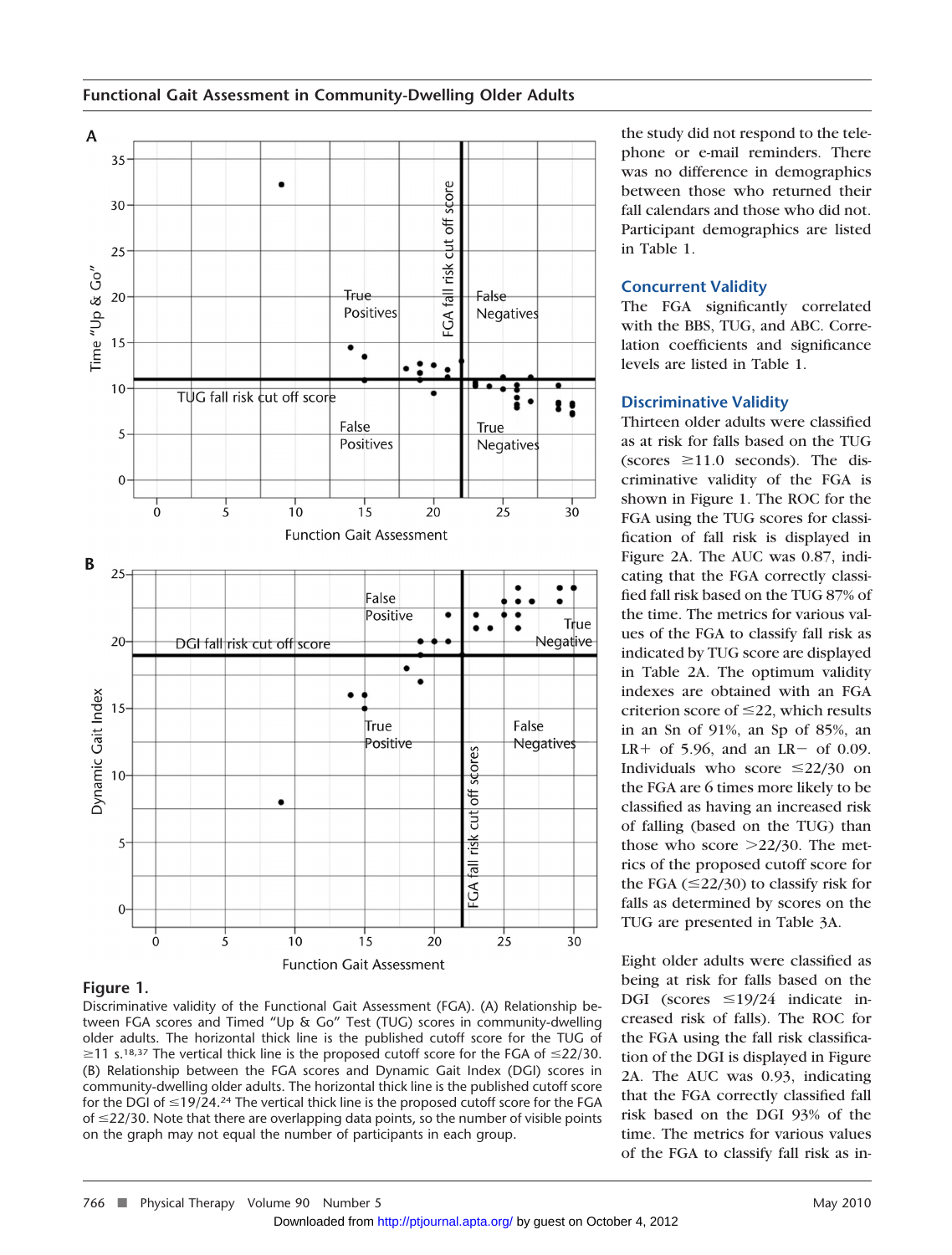**Figure 1.**
Discriminative validity of the Functional Gait Assessment (FGA). (A) Relationship between FGA scores and Timed "Up & Go" Test (TUG) scores in community-dwelling older adults. The horizontal thick line is the published cutoff score for the TUG of ≥11 s.[18,37] The vertical thick line is the proposed cutoff score for the FGA of ≤22/30. (B) Relationship between the FGA scores and Dynamic Gait Index (DGI) scores in community-dwelling older adults. The horizontal thick line is the published cutoff score for the DGI of ≤19/24.[24] The vertical thick line is the proposed cutoff score for the FGA of ≤22/30. Note that there are overlapping data points, so the number of visible points on the graph may not equal the number of participants in each group.

the study did not respond to the telephone or e-mail reminders. There was no difference in demographics between those who returned their fall calendars and those who did not. Participant demographics are listed in Table 1.

## Concurrent Validity

The FGA significantly correlated with the BBS, TUG, and ABC. Correlation coefficients and significance levels are listed in Table 1.

## Discriminative Validity

Thirteen older adults were classified as at risk for falls based on the TUG (scores ≥11.0 seconds). The discriminative validity of the FGA is shown in Figure 1. The ROC for the FGA using the TUG scores for classification of fall risk is displayed in Figure 2A. The AUC was 0.87, indicating that the FGA correctly classified fall risk based on the TUG 87% of the time. The metrics for various values of the FGA to classify fall risk as indicated by TUG score are displayed in Table 2A. The optimum validity indexes are obtained with an FGA criterion score of ≤22, which results in an Sn of 91%, an Sp of 85%, an LR+ of 5.96, and an LR− of 0.09. Individuals who score ≤22/30 on the FGA are 6 times more likely to be classified as having an increased risk of falling (based on the TUG) than those who score >22/30. The metrics of the proposed cutoff score for the FGA (≤22/30) to classify risk for falls as determined by scores on the TUG are presented in Table 3A.

Eight older adults were classified as being at risk for falls based on the DGI (scores ≤19/24 indicate increased risk of falls). The ROC for the FGA using the fall risk classification of the DGI is displayed in Figure 2A. The AUC was 0.93, indicating that the FGA correctly classified fall risk based on the DGI 93% of the time. The metrics for various values of the FGA to classify fall risk as in-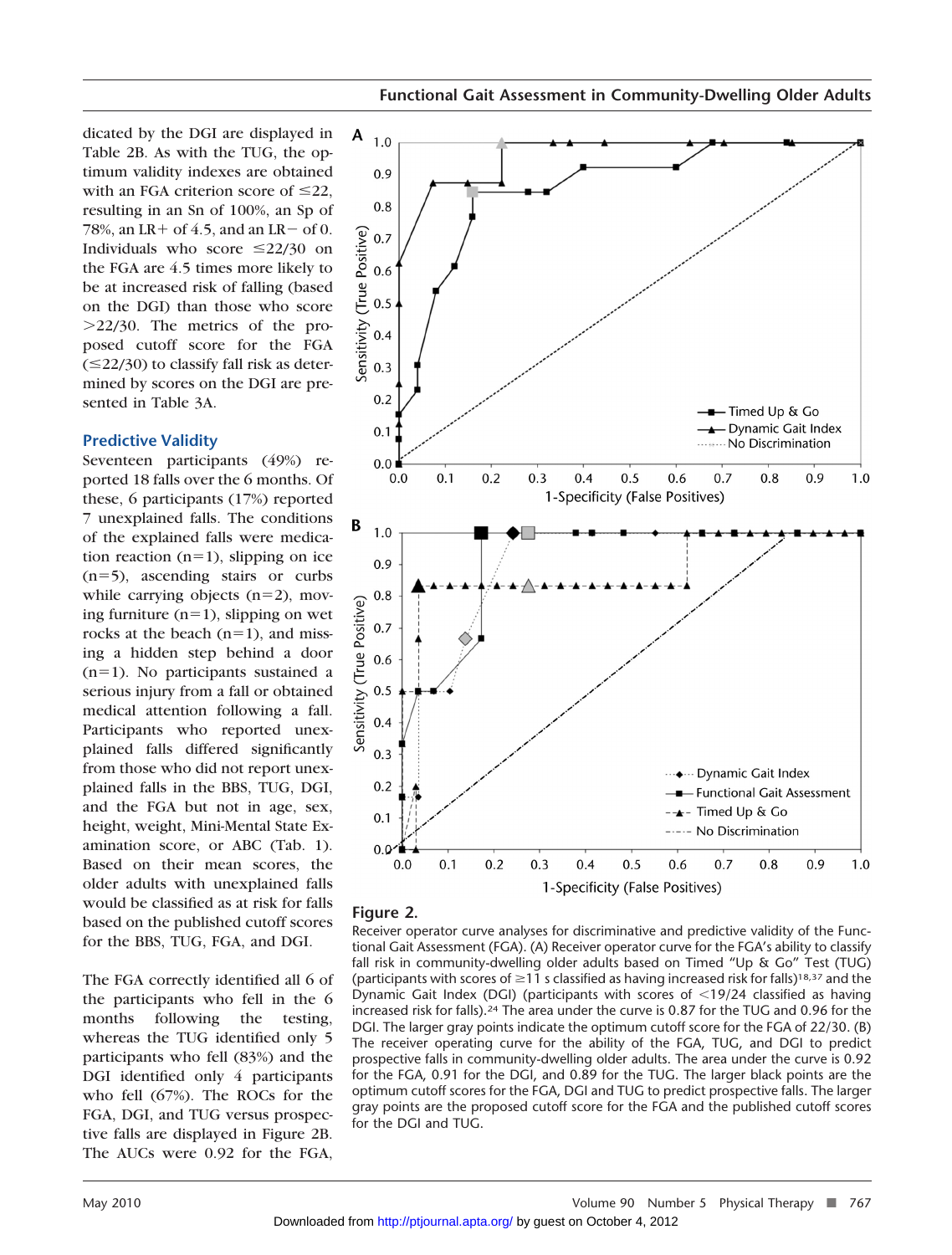dicated by the DGI are displayed in Table 2B. As with the TUG, the optimum validity indexes are obtained with an FGA criterion score of ≤22, resulting in an Sn of 100%, an Sp of 78%, an LR+ of 4.5, and an LR− of 0. Individuals who score ≤22/30 on the FGA are 4.5 times more likely to be at increased risk of falling (based on the DGI) than those who score >22/30. The metrics of the proposed cutoff score for the FGA (≤22/30) to classify fall risk as determined by scores on the DGI are presented in Table 3A.

## Predictive Validity

Seventeen participants (49%) reported 18 falls over the 6 months. Of these, 6 participants (17%) reported 7 unexplained falls. The conditions of the explained falls were medication reaction (n=1), slipping on ice (n=5), ascending stairs or curbs while carrying objects (n=2), moving furniture (n=1), slipping on wet rocks at the beach (n=1), and missing a hidden step behind a door (n=1). No participants sustained a serious injury from a fall or obtained medical attention following a fall. Participants who reported unexplained falls differed significantly from those who did not report unexplained falls in the BBS, TUG, DGI, and the FGA but not in age, sex, height, weight, Mini-Mental State Examination score, or ABC (Tab. 1). Based on their mean scores, the older adults with unexplained falls would be classified as at risk for falls based on the published cutoff scores for the BBS, TUG, FGA, and DGI.

The FGA correctly identified all 6 of the participants who fell in the 6 months following the testing, whereas the TUG identified only 5 participants who fell (83%) and the DGI identified only 4 participants who fell (67%). The ROCs for the FGA, DGI, and TUG versus prospective falls are displayed in Figure 2B. The AUCs were 0.92 for the FGA,

**Figure 2.**

Receiver operator curve analyses for discriminative and predictive validity of the Functional Gait Assessment (FGA). (A) Receiver operator curve for the FGA's ability to classify fall risk in community-dwelling older adults based on Timed "Up & Go" Test (TUG) (participants with scores of ≥11 s classified as having increased risk for falls)[18,37] and the Dynamic Gait Index (DGI) (participants with scores of <19/24 classified as having increased risk for falls).[24] The area under the curve is 0.87 for the TUG and 0.96 for the DGI. The larger gray points indicate the optimum cutoff score for the FGA of 22/30. (B) The receiver operating curve for the ability of the FGA, TUG, and DGI to predict prospective falls in community-dwelling older adults. The area under the curve is 0.92 for the FGA, 0.91 for the DGI, and 0.89 for the TUG. The larger black points are the optimum cutoff scores for the FGA, DGI and TUG to predict prospective falls. The larger gray points are the proposed cutoff score for the FGA and the published cutoff scores for the DGI and TUG.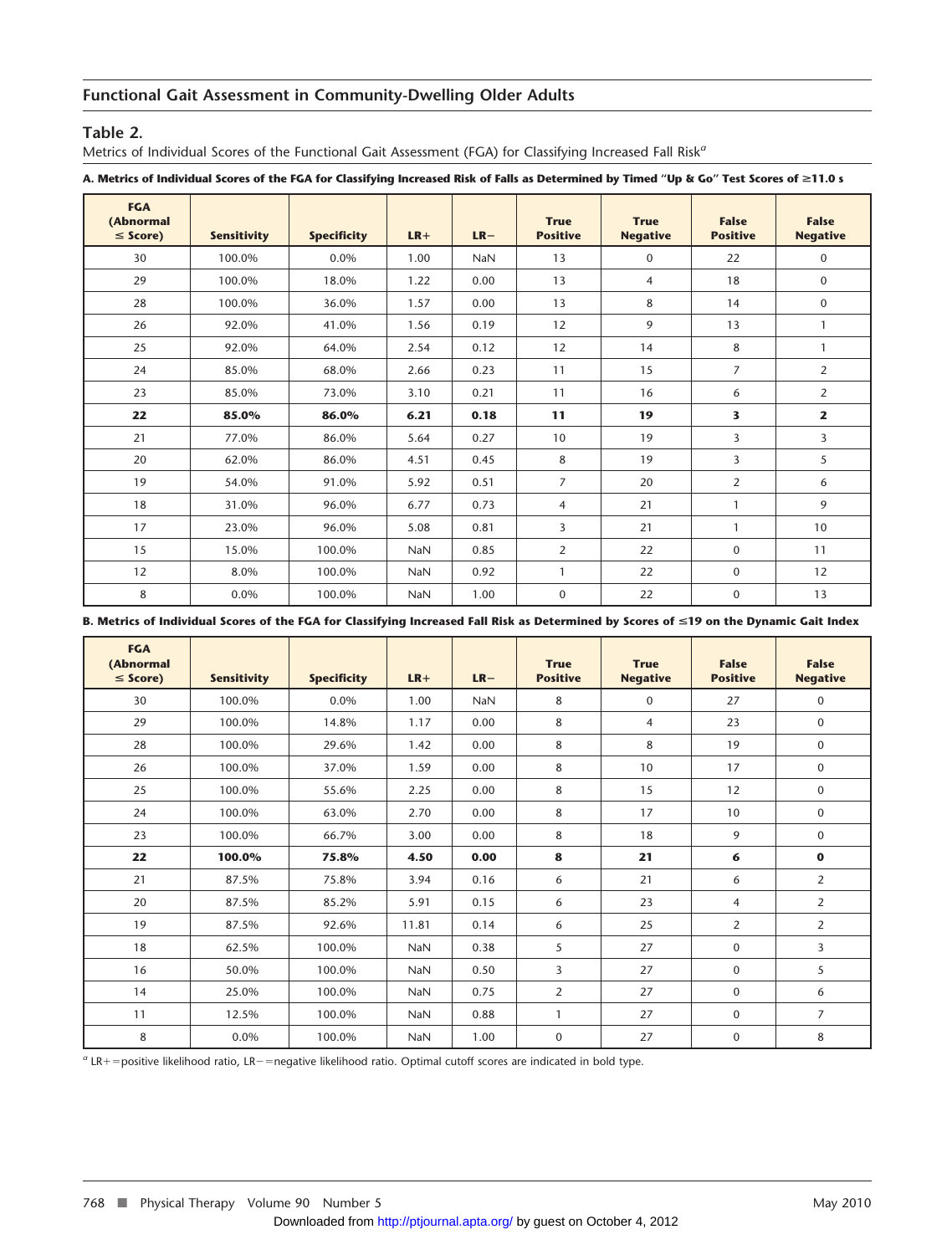**Table 2.**
Metrics of Individual Scores of the Functional Gait Assessment (FGA) for Classifying Increased Fall Risk[a]

**A. Metrics of Individual Scores of the FGA for Classifying Increased Risk of Falls as Determined by Timed "Up & Go" Test Scores of ≥11.0 s**

| FGA (Abnormal ≤ Score) | Sensitivity | Specificity | LR+ | LR− | True Positive | True Negative | False Positive | False Negative |
|---|---|---|---|---|---|---|---|---|
| 30 | 100.0% | 0.0% | 1.00 | NaN | 13 | 0 | 22 | 0 |
| 29 | 100.0% | 18.0% | 1.22 | 0.00 | 13 | 4 | 18 | 0 |
| 28 | 100.0% | 36.0% | 1.57 | 0.00 | 13 | 8 | 14 | 0 |
| 26 | 92.0% | 41.0% | 1.56 | 0.19 | 12 | 9 | 13 | 1 |
| 25 | 92.0% | 64.0% | 2.54 | 0.12 | 12 | 14 | 8 | 1 |
| 24 | 85.0% | 68.0% | 2.66 | 0.23 | 11 | 15 | 7 | 2 |
| 23 | 85.0% | 73.0% | 3.10 | 0.21 | 11 | 16 | 6 | 2 |
| **22** | **85.0%** | **86.0%** | **6.21** | **0.18** | **11** | **19** | **3** | **2** |
| 21 | 77.0% | 86.0% | 5.64 | 0.27 | 10 | 19 | 3 | 3 |
| 20 | 62.0% | 86.0% | 4.51 | 0.45 | 8 | 19 | 3 | 5 |
| 19 | 54.0% | 91.0% | 5.92 | 0.51 | 7 | 20 | 2 | 6 |
| 18 | 31.0% | 96.0% | 6.77 | 0.73 | 4 | 21 | 1 | 9 |
| 17 | 23.0% | 96.0% | 5.08 | 0.81 | 3 | 21 | 1 | 10 |
| 15 | 15.0% | 100.0% | NaN | 0.85 | 2 | 22 | 0 | 11 |
| 12 | 8.0% | 100.0% | NaN | 0.92 | 1 | 22 | 0 | 12 |
| 8 | 0.0% | 100.0% | NaN | 1.00 | 0 | 22 | 0 | 13 |

**B. Metrics of Individual Scores of the FGA for Classifying Increased Fall Risk as Determined by Scores of ≤19 on the Dynamic Gait Index**

| FGA (Abnormal ≤ Score) | Sensitivity | Specificity | LR+ | LR− | True Positive | True Negative | False Positive | False Negative |
|---|---|---|---|---|---|---|---|---|
| 30 | 100.0% | 0.0% | 1.00 | NaN | 8 | 0 | 27 | 0 |
| 29 | 100.0% | 14.8% | 1.17 | 0.00 | 8 | 4 | 23 | 0 |
| 28 | 100.0% | 29.6% | 1.42 | 0.00 | 8 | 8 | 19 | 0 |
| 26 | 100.0% | 37.0% | 1.59 | 0.00 | 8 | 10 | 17 | 0 |
| 25 | 100.0% | 55.6% | 2.25 | 0.00 | 8 | 15 | 12 | 0 |
| 24 | 100.0% | 63.0% | 2.70 | 0.00 | 8 | 17 | 10 | 0 |
| 23 | 100.0% | 66.7% | 3.00 | 0.00 | 8 | 18 | 9 | 0 |
| **22** | **100.0%** | **75.8%** | **4.50** | **0.00** | **8** | **21** | **6** | **0** |
| 21 | 87.5% | 75.8% | 3.94 | 0.16 | 6 | 21 | 6 | 2 |
| 20 | 87.5% | 85.2% | 5.91 | 0.15 | 6 | 23 | 4 | 2 |
| 19 | 87.5% | 92.6% | 11.81 | 0.14 | 6 | 25 | 2 | 2 |
| 18 | 62.5% | 100.0% | NaN | 0.38 | 5 | 27 | 0 | 3 |
| 16 | 50.0% | 100.0% | NaN | 0.50 | 3 | 27 | 0 | 5 |
| 14 | 25.0% | 100.0% | NaN | 0.75 | 2 | 27 | 0 | 6 |
| 11 | 12.5% | 100.0% | NaN | 0.88 | 1 | 27 | 0 | 7 |
| 8 | 0.0% | 100.0% | NaN | 1.00 | 0 | 27 | 0 | 8 |

[a] LR+=positive likelihood ratio, LR−=negative likelihood ratio. Optimal cutoff scores are indicated in bold type.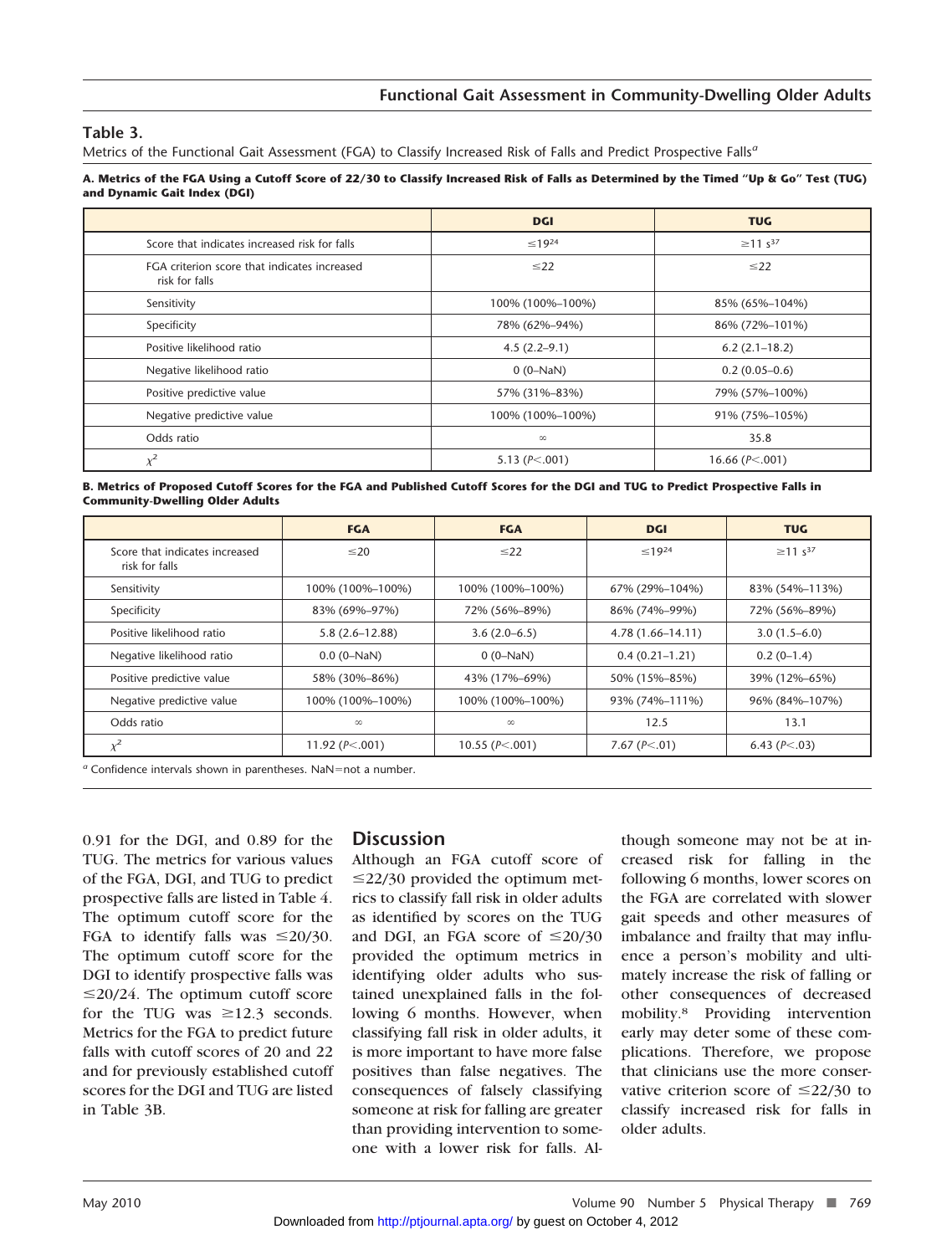## Table 3.

Metrics of the Functional Gait Assessment (FGA) to Classify Increased Risk of Falls and Predict Prospective Falls[a]

**A. Metrics of the FGA Using a Cutoff Score of 22/30 to Classify Increased Risk of Falls as Determined by the Timed "Up & Go" Test (TUG) and Dynamic Gait Index (DGI)**

| | DGI | TUG |
|---|---|---|
| Score that indicates increased risk for falls | ≤19[24] | ≥11 s[37] |
| FGA criterion score that indicates increased risk for falls | ≤22 | ≤22 |
| Sensitivity | 100% (100%–100%) | 85% (65%–104%) |
| Specificity | 78% (62%–94%) | 86% (72%–101%) |
| Positive likelihood ratio | 4.5 (2.2–9.1) | 6.2 (2.1–18.2) |
| Negative likelihood ratio | 0 (0–NaN) | 0.2 (0.05–0.6) |
| Positive predictive value | 57% (31%–83%) | 79% (57%–100%) |
| Negative predictive value | 100% (100%–100%) | 91% (75%–105%) |
| Odds ratio | ∞ | 35.8 |
| $\chi^2$ | 5.13 ($P<.001$) | 16.66 ($P<.001$) |

**B. Metrics of Proposed Cutoff Scores for the FGA and Published Cutoff Scores for the DGI and TUG to Predict Prospective Falls in Community-Dwelling Older Adults**

| | FGA | FGA | DGI | TUG |
|---|---|---|---|---|
| Score that indicates increased risk for falls | ≤20 | ≤22 | ≤19[24] | ≥11 s[37] |
| Sensitivity | 100% (100%–100%) | 100% (100%–100%) | 67% (29%–104%) | 83% (54%–113%) |
| Specificity | 83% (69%–97%) | 72% (56%–89%) | 86% (74%–99%) | 72% (56%–89%) |
| Positive likelihood ratio | 5.8 (2.6–12.88) | 3.6 (2.0–6.5) | 4.78 (1.66–14.11) | 3.0 (1.5–6.0) |
| Negative likelihood ratio | 0.0 (0–NaN) | 0 (0–NaN) | 0.4 (0.21–1.21) | 0.2 (0–1.4) |
| Positive predictive value | 58% (30%–86%) | 43% (17%–69%) | 50% (15%–85%) | 39% (12%–65%) |
| Negative predictive value | 100% (100%–100%) | 100% (100%–100%) | 93% (74%–111%) | 96% (84%–107%) |
| Odds ratio | ∞ | ∞ | 12.5 | 13.1 |
| $\chi^2$ | 11.92 ($P<.001$) | 10.55 ($P<.001$) | 7.67 ($P<.01$) | 6.43 ($P<.03$) |

[a] Confidence intervals shown in parentheses. NaN=not a number.

0.91 for the DGI, and 0.89 for the TUG. The metrics for various values of the FGA, DGI, and TUG to predict prospective falls are listed in Table 4. The optimum cutoff score for the FGA to identify falls was ≤20/30. The optimum cutoff score for the DGI to identify prospective falls was ≤20/24. The optimum cutoff score for the TUG was ≥12.3 seconds. Metrics for the FGA to predict future falls with cutoff scores of 20 and 22 and for previously established cutoff scores for the DGI and TUG are listed in Table 3B.

## Discussion

Although an FGA cutoff score of ≤22/30 provided the optimum metrics to classify fall risk in older adults as identified by scores on the TUG and DGI, an FGA score of ≤20/30 provided the optimum metrics in identifying older adults who sustained unexplained falls in the following 6 months. However, when classifying fall risk in older adults, it is more important to have more false positives than false negatives. The consequences of falsely classifying someone at risk for falling are greater than providing intervention to someone with a lower risk for falls. Although someone may not be at increased risk for falling in the following 6 months, lower scores on the FGA are correlated with slower gait speeds and other measures of imbalance and frailty that may influence a person's mobility and ultimately increase the risk of falling or other consequences of decreased mobility.[8] Providing intervention early may deter some of these complications. Therefore, we propose that clinicians use the more conservative criterion score of ≤22/30 to classify increased risk for falls in older adults.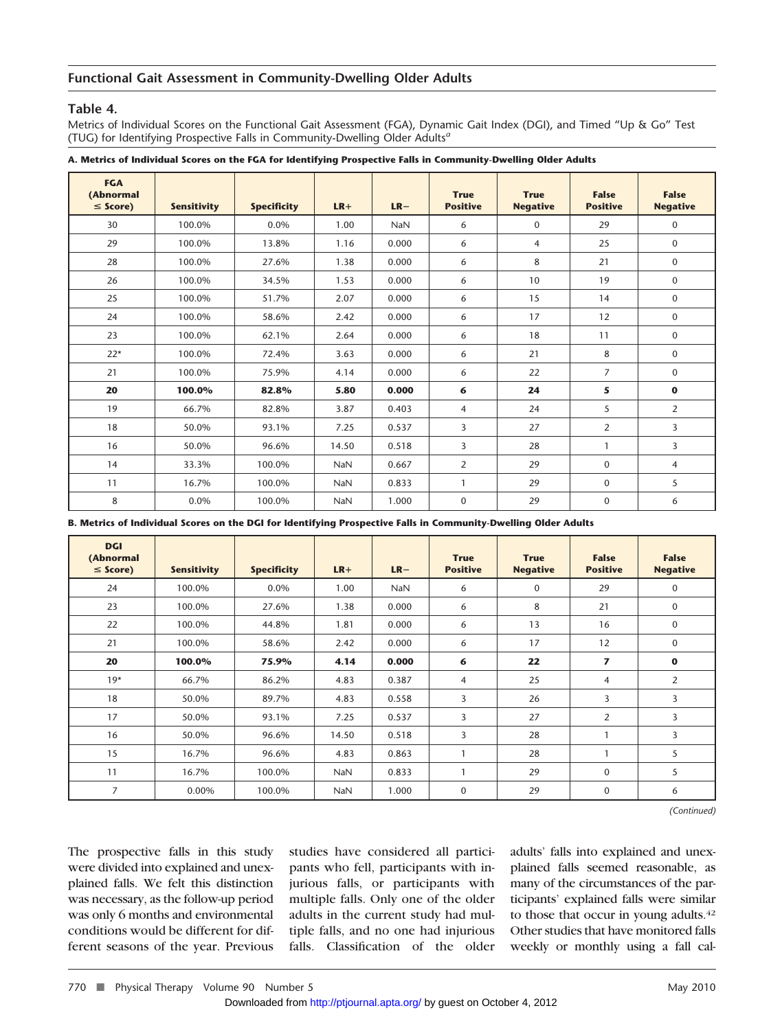**Table 4.**

Metrics of Individual Scores on the Functional Gait Assessment (FGA), Dynamic Gait Index (DGI), and Timed "Up & Go" Test (TUG) for Identifying Prospective Falls in Community-Dwelling Older Adults[a]

**A. Metrics of Individual Scores on the FGA for Identifying Prospective Falls in Community-Dwelling Older Adults**

| FGA (Abnormal ≤ Score) | Sensitivity | Specificity | LR+ | LR− | True Positive | True Negative | False Positive | False Negative |
|---|---|---|---|---|---|---|---|---|
| 30 | 100.0% | 0.0% | 1.00 | NaN | 6 | 0 | 29 | 0 |
| 29 | 100.0% | 13.8% | 1.16 | 0.000 | 6 | 4 | 25 | 0 |
| 28 | 100.0% | 27.6% | 1.38 | 0.000 | 6 | 8 | 21 | 0 |
| 26 | 100.0% | 34.5% | 1.53 | 0.000 | 6 | 10 | 19 | 0 |
| 25 | 100.0% | 51.7% | 2.07 | 0.000 | 6 | 15 | 14 | 0 |
| 24 | 100.0% | 58.6% | 2.42 | 0.000 | 6 | 17 | 12 | 0 |
| 23 | 100.0% | 62.1% | 2.64 | 0.000 | 6 | 18 | 11 | 0 |
| 22* | 100.0% | 72.4% | 3.63 | 0.000 | 6 | 21 | 8 | 0 |
| 21 | 100.0% | 75.9% | 4.14 | 0.000 | 6 | 22 | 7 | 0 |
| **20** | **100.0%** | **82.8%** | **5.80** | **0.000** | **6** | **24** | **5** | **0** |
| 19 | 66.7% | 82.8% | 3.87 | 0.403 | 4 | 24 | 5 | 2 |
| 18 | 50.0% | 93.1% | 7.25 | 0.537 | 3 | 27 | 2 | 3 |
| 16 | 50.0% | 96.6% | 14.50 | 0.518 | 3 | 28 | 1 | 3 |
| 14 | 33.3% | 100.0% | NaN | 0.667 | 2 | 29 | 0 | 4 |
| 11 | 16.7% | 100.0% | NaN | 0.833 | 1 | 29 | 0 | 5 |
| 8 | 0.0% | 100.0% | NaN | 1.000 | 0 | 29 | 0 | 6 |

**B. Metrics of Individual Scores on the DGI for Identifying Prospective Falls in Community-Dwelling Older Adults**

| DGI (Abnormal ≤ Score) | Sensitivity | Specificity | LR+ | LR− | True Positive | True Negative | False Positive | False Negative |
|---|---|---|---|---|---|---|---|---|
| 24 | 100.0% | 0.0% | 1.00 | NaN | 6 | 0 | 29 | 0 |
| 23 | 100.0% | 27.6% | 1.38 | 0.000 | 6 | 8 | 21 | 0 |
| 22 | 100.0% | 44.8% | 1.81 | 0.000 | 6 | 13 | 16 | 0 |
| 21 | 100.0% | 58.6% | 2.42 | 0.000 | 6 | 17 | 12 | 0 |
| **20** | **100.0%** | **75.9%** | **4.14** | **0.000** | **6** | **22** | **7** | **0** |
| 19* | 66.7% | 86.2% | 4.83 | 0.387 | 4 | 25 | 4 | 2 |
| 18 | 50.0% | 89.7% | 4.83 | 0.558 | 3 | 26 | 3 | 3 |
| 17 | 50.0% | 93.1% | 7.25 | 0.537 | 3 | 27 | 2 | 3 |
| 16 | 50.0% | 96.6% | 14.50 | 0.518 | 3 | 28 | 1 | 3 |
| 15 | 16.7% | 96.6% | 4.83 | 0.863 | 1 | 28 | 1 | 5 |
| 11 | 16.7% | 100.0% | NaN | 0.833 | 1 | 29 | 0 | 5 |
| 7 | 0.00% | 100.0% | NaN | 1.000 | 0 | 29 | 0 | 6 |

*(Continued)*

The prospective falls in this study were divided into explained and unexplained falls. We felt this distinction was necessary, as the follow-up period was only 6 months and environmental conditions would be different for different seasons of the year. Previous studies have considered all participants who fell, participants with injurious falls, or participants with multiple falls. Only one of the older adults in the current study had multiple falls, and no one had injurious falls. Classification of the older adults' falls into explained and unexplained falls seemed reasonable, as many of the circumstances of the participants' explained falls were similar to those that occur in young adults.[42] Other studies that have monitored falls weekly or monthly using a fall cal-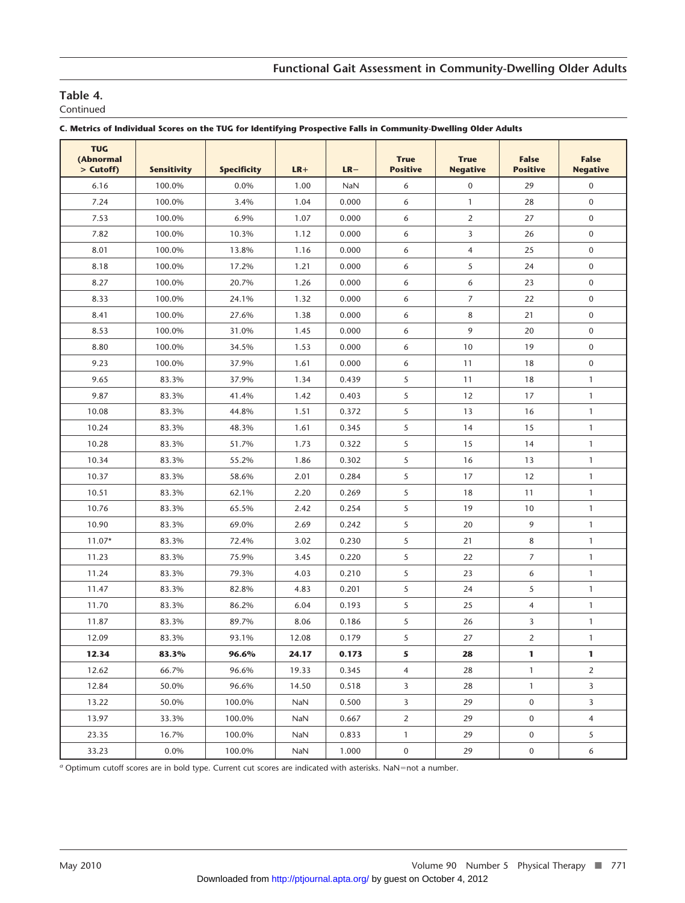## Table 4.

Continued

**C. Metrics of Individual Scores on the TUG for Identifying Prospective Falls in Community-Dwelling Older Adults**

| TUG (Abnormal > Cutoff) | Sensitivity | Specificity | LR+ | LR− | True Positive | True Negative | False Positive | False Negative |
|---|---|---|---|---|---|---|---|---|
| 6.16 | 100.0% | 0.0% | 1.00 | NaN | 6 | 0 | 29 | 0 |
| 7.24 | 100.0% | 3.4% | 1.04 | 0.000 | 6 | 1 | 28 | 0 |
| 7.53 | 100.0% | 6.9% | 1.07 | 0.000 | 6 | 2 | 27 | 0 |
| 7.82 | 100.0% | 10.3% | 1.12 | 0.000 | 6 | 3 | 26 | 0 |
| 8.01 | 100.0% | 13.8% | 1.16 | 0.000 | 6 | 4 | 25 | 0 |
| 8.18 | 100.0% | 17.2% | 1.21 | 0.000 | 6 | 5 | 24 | 0 |
| 8.27 | 100.0% | 20.7% | 1.26 | 0.000 | 6 | 6 | 23 | 0 |
| 8.33 | 100.0% | 24.1% | 1.32 | 0.000 | 6 | 7 | 22 | 0 |
| 8.41 | 100.0% | 27.6% | 1.38 | 0.000 | 6 | 8 | 21 | 0 |
| 8.53 | 100.0% | 31.0% | 1.45 | 0.000 | 6 | 9 | 20 | 0 |
| 8.80 | 100.0% | 34.5% | 1.53 | 0.000 | 6 | 10 | 19 | 0 |
| 9.23 | 100.0% | 37.9% | 1.61 | 0.000 | 6 | 11 | 18 | 0 |
| 9.65 | 83.3% | 37.9% | 1.34 | 0.439 | 5 | 11 | 18 | 1 |
| 9.87 | 83.3% | 41.4% | 1.42 | 0.403 | 5 | 12 | 17 | 1 |
| 10.08 | 83.3% | 44.8% | 1.51 | 0.372 | 5 | 13 | 16 | 1 |
| 10.24 | 83.3% | 48.3% | 1.61 | 0.345 | 5 | 14 | 15 | 1 |
| 10.28 | 83.3% | 51.7% | 1.73 | 0.322 | 5 | 15 | 14 | 1 |
| 10.34 | 83.3% | 55.2% | 1.86 | 0.302 | 5 | 16 | 13 | 1 |
| 10.37 | 83.3% | 58.6% | 2.01 | 0.284 | 5 | 17 | 12 | 1 |
| 10.51 | 83.3% | 62.1% | 2.20 | 0.269 | 5 | 18 | 11 | 1 |
| 10.76 | 83.3% | 65.5% | 2.42 | 0.254 | 5 | 19 | 10 | 1 |
| 10.90 | 83.3% | 69.0% | 2.69 | 0.242 | 5 | 20 | 9 | 1 |
| 11.07* | 83.3% | 72.4% | 3.02 | 0.230 | 5 | 21 | 8 | 1 |
| 11.23 | 83.3% | 75.9% | 3.45 | 0.220 | 5 | 22 | 7 | 1 |
| 11.24 | 83.3% | 79.3% | 4.03 | 0.210 | 5 | 23 | 6 | 1 |
| 11.47 | 83.3% | 82.8% | 4.83 | 0.201 | 5 | 24 | 5 | 1 |
| 11.70 | 83.3% | 86.2% | 6.04 | 0.193 | 5 | 25 | 4 | 1 |
| 11.87 | 83.3% | 89.7% | 8.06 | 0.186 | 5 | 26 | 3 | 1 |
| 12.09 | 83.3% | 93.1% | 12.08 | 0.179 | 5 | 27 | 2 | 1 |
| **12.34** | **83.3%** | **96.6%** | **24.17** | **0.173** | **5** | **28** | **1** | **1** |
| 12.62 | 66.7% | 96.6% | 19.33 | 0.345 | 4 | 28 | 1 | 2 |
| 12.84 | 50.0% | 96.6% | 14.50 | 0.518 | 3 | 28 | 1 | 3 |
| 13.22 | 50.0% | 100.0% | NaN | 0.500 | 3 | 29 | 0 | 3 |
| 13.97 | 33.3% | 100.0% | NaN | 0.667 | 2 | 29 | 0 | 4 |
| 23.35 | 16.7% | 100.0% | NaN | 0.833 | 1 | 29 | 0 | 5 |
| 33.23 | 0.0% | 100.0% | NaN | 1.000 | 0 | 29 | 0 | 6 |

[a] Optimum cutoff scores are in bold type. Current cut scores are indicated with asterisks. NaN=not a number.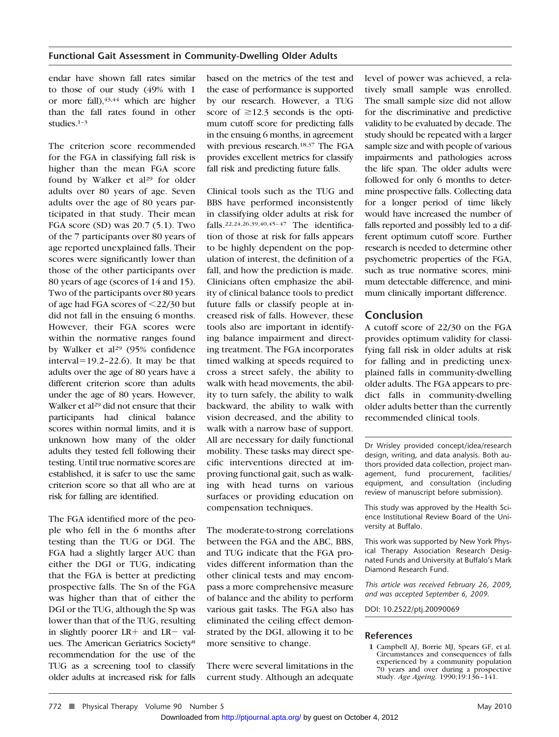endar have shown fall rates similar to those of our study (49% with 1 or more fall),[43,44] which are higher than the fall rates found in other studies.[1–3]

The criterion score recommended for the FGA in classifying fall risk is higher than the mean FGA score found by Walker et al[29] for older adults over 80 years of age. Seven adults over the age of 80 years participated in that study. Their mean FGA score (SD) was 20.7 (5.1). Two of the 7 participants over 80 years of age reported unexplained falls. Their scores were significantly lower than those of the other participants over 80 years of age (scores of 14 and 15). Two of the participants over 80 years of age had FGA scores of <22/30 but did not fall in the ensuing 6 months. However, their FGA scores were within the normative ranges found by Walker et al[29] (95% confidence interval=19.2–22.6). It may be that adults over the age of 80 years have a different criterion score than adults under the age of 80 years. However, Walker et al[29] did not ensure that their participants had clinical balance scores within normal limits, and it is unknown how many of the older adults they tested fell following their testing. Until true normative scores are established, it is safer to use the same criterion score so that all who are at risk for falling are identified.

The FGA identified more of the people who fell in the 6 months after testing than the TUG or DGI. The FGA had a slightly larger AUC than either the DGI or TUG, indicating that the FGA is better at predicting prospective falls. The Sn of the FGA was higher than that of either the DGI or the TUG, although the Sp was lower than that of the TUG, resulting in slightly poorer LR+ and LR− values. The American Geriatrics Society[8] recommendation for the use of the TUG as a screening tool to classify older adults at increased risk for falls based on the metrics of the test and the ease of performance is supported by our research. However, a TUG score of ≥12.3 seconds is the optimum cutoff score for predicting falls in the ensuing 6 months, in agreement with previous research.[18,37] The FGA provides excellent metrics for classify fall risk and predicting future falls.

Clinical tools such as the TUG and BBS have performed inconsistently in classifying older adults at risk for falls.[22,24,26,39,40,45–47] The identification of those at risk for falls appears to be highly dependent on the population of interest, the definition of a fall, and how the prediction is made. Clinicians often emphasize the ability of clinical balance tools to predict future falls or classify people at increased risk of falls. However, these tools also are important in identifying balance impairment and directing treatment. The FGA incorporates timed walking at speeds required to cross a street safely, the ability to walk with head movements, the ability to turn safely, the ability to walk backward, the ability to walk with vision decreased, and the ability to walk with a narrow base of support. All are necessary for daily functional mobility. These tasks may direct specific interventions directed at improving functional gait, such as walking with head turns on various surfaces or providing education on compensation techniques.

The moderate-to-strong correlations between the FGA and the ABC, BBS, and TUG indicate that the FGA provides different information than the other clinical tests and may encompass a more comprehensive measure of balance and the ability to perform various gait tasks. The FGA also has eliminated the ceiling effect demonstrated by the DGI, allowing it to be more sensitive to change.

There were several limitations in the current study. Although an adequate level of power was achieved, a relatively small sample was enrolled. The small sample size did not allow for the discriminative and predictive validity to be evaluated by decade. The study should be repeated with a larger sample size and with people of various impairments and pathologies across the life span. The older adults were followed for only 6 months to determine prospective falls. Collecting data for a longer period of time likely would have increased the number of falls reported and possibly led to a different optimum cutoff score. Further research is needed to determine other psychometric properties of the FGA, such as true normative scores, minimum detectable difference, and minimum clinically important difference.

## Conclusion

A cutoff score of 22/30 on the FGA provides optimum validity for classifying fall risk in older adults at risk for falling and in predicting unexplained falls in community-dwelling older adults. The FGA appears to predict falls in community-dwelling older adults better than the currently recommended clinical tools.

Dr Wrisley provided concept/idea/research design, writing, and data analysis. Both authors provided data collection, project management, fund procurement, facilities/equipment, and consultation (including review of manuscript before submission).

This study was approved by the Health Science Institutional Review Board of the University at Buffalo.

This work was supported by New York Physical Therapy Association Research Designated Funds and University at Buffalo's Mark Diamond Research Fund.

*This article was received February 26, 2009, and was accepted September 6, 2009.*

DOI: 10.2522/ptj.20090069

## References

1 Campbell AJ, Borrie MJ, Spears GF, et al. Circumstances and consequences of falls experienced by a community population 70 years and over during a prospective study. *Age Ageing.* 1990;19:136–141.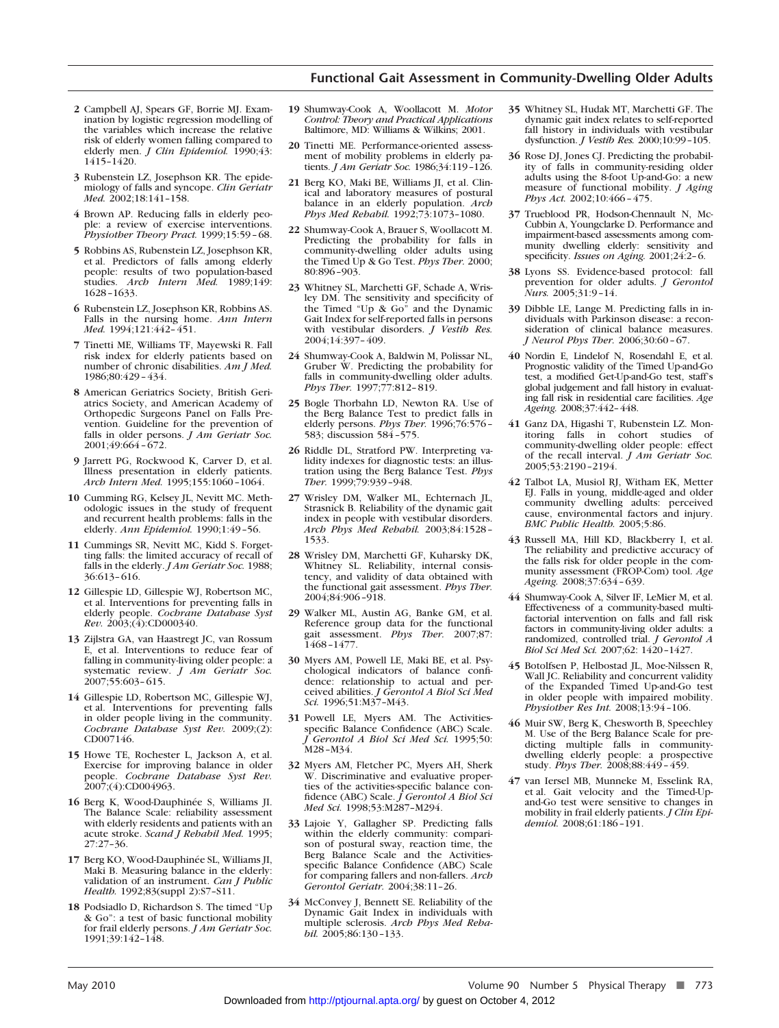2 Campbell AJ, Spears GF, Borrie MJ. Examination by logistic regression modelling of the variables which increase the relative risk of elderly women falling compared to elderly men. *J Clin Epidemiol.* 1990;43:1415–1420.

3 Rubenstein LZ, Josephson KR. The epidemiology of falls and syncope. *Clin Geriatr Med.* 2002;18:141–158.

4 Brown AP. Reducing falls in elderly people: a review of exercise interventions. *Physiother Theory Pract.* 1999;15:59–68.

5 Robbins AS, Rubenstein LZ, Josephson KR, et al. Predictors of falls among elderly people: results of two population-based studies. *Arch Intern Med.* 1989;149:1628–1633.

6 Rubenstein LZ, Josephson KR, Robbins AS. Falls in the nursing home. *Ann Intern Med.* 1994;121:442–451.

7 Tinetti ME, Williams TF, Mayewski R. Fall risk index for elderly patients based on number of chronic disabilities. *Am J Med.* 1986;80:429–434.

8 American Geriatrics Society, British Geriatrics Society, and American Academy of Orthopedic Surgeons Panel on Falls Prevention. Guideline for the prevention of falls in older persons. *J Am Geriatr Soc.* 2001;49:664–672.

9 Jarrett PG, Rockwood K, Carver D, et al. Illness presentation in elderly patients. *Arch Intern Med.* 1995;155:1060–1064.

10 Cumming RG, Kelsey JL, Nevitt MC. Methodologic issues in the study of frequent and recurrent health problems: falls in the elderly. *Ann Epidemiol.* 1990;1:49–56.

11 Cummings SR, Nevitt MC, Kidd S. Forgetting falls: the limited accuracy of recall of falls in the elderly. *J Am Geriatr Soc.* 1988;36:613–616.

12 Gillespie LD, Gillespie WJ, Robertson MC, et al. Interventions for preventing falls in elderly people. *Cochrane Database Syst Rev.* 2003;(4):CD000340.

13 Zijlstra GA, van Haastregt JC, van Rossum E, et al. Interventions to reduce fear of falling in community-living older people: a systematic review. *J Am Geriatr Soc.* 2007;55:603–615.

14 Gillespie LD, Robertson MC, Gillespie WJ, et al. Interventions for preventing falls in older people living in the community. *Cochrane Database Syst Rev.* 2009;(2):CD007146.

15 Howe TE, Rochester L, Jackson A, et al. Exercise for improving balance in older people. *Cochrane Database Syst Rev.* 2007;(4):CD004963.

16 Berg K, Wood-Dauphinée S, Williams JI. The Balance Scale: reliability assessment with elderly residents and patients with an acute stroke. *Scand J Rehabil Med.* 1995;27:27–36.

17 Berg KO, Wood-Dauphinée SL, Williams JI, Maki B. Measuring balance in the elderly: validation of an instrument. *Can J Public Health.* 1992;83(suppl 2):S7–S11.

18 Podsiadlo D, Richardson S. The timed "Up & Go": a test of basic functional mobility for frail elderly persons. *J Am Geriatr Soc.* 1991;39:142–148.

19 Shumway-Cook A, Woollacott M. *Motor Control: Theory and Practical Applications* Baltimore, MD: Williams & Wilkins; 2001.

20 Tinetti ME. Performance-oriented assessment of mobility problems in elderly patients. *J Am Geriatr Soc.* 1986;34:119–126.

21 Berg KO, Maki BE, Williams JI, et al. Clinical and laboratory measures of postural balance in an elderly population. *Arch Phys Med Rehabil.* 1992;73:1073–1080.

22 Shumway-Cook A, Brauer S, Woollacott M. Predicting the probability for falls in community-dwelling older adults using the Timed Up & Go Test. *Phys Ther.* 2000;80:896–903.

23 Whitney SL, Marchetti GF, Schade A, Wrisley DM. The sensitivity and specificity of the Timed "Up & Go" and the Dynamic Gait Index for self-reported falls in persons with vestibular disorders. *J Vestib Res.* 2004;14:397–409.

24 Shumway-Cook A, Baldwin M, Polissar NL, Gruber W. Predicting the probability for falls in community-dwelling older adults. *Phys Ther.* 1997;77:812–819.

25 Bogle Thorbahn LD, Newton RA. Use of the Berg Balance Test to predict falls in elderly persons. *Phys Ther.* 1996;76:576–583; discussion 584–575.

26 Riddle DL, Stratford PW. Interpreting validity indexes for diagnostic tests: an illustration using the Berg Balance Test. *Phys Ther.* 1999;79:939–948.

27 Wrisley DM, Walker ML, Echternach JL, Strasnick B. Reliability of the dynamic gait index in people with vestibular disorders. *Arch Phys Med Rehabil.* 2003;84:1528–1533.

28 Wrisley DM, Marchetti GF, Kuharsky DK, Whitney SL. Reliability, internal consistency, and validity of data obtained with the functional gait assessment. *Phys Ther.* 2004;84:906–918.

29 Walker ML, Austin AG, Banke GM, et al. Reference group data for the functional gait assessment. *Phys Ther.* 2007;87:1468–1477.

30 Myers AM, Powell LE, Maki BE, et al. Psychological indicators of balance confidence: relationship to actual and perceived abilities. *J Gerontol A Biol Sci Med Sci.* 1996;51:M37–M43.

31 Powell LE, Myers AM. The Activities-specific Balance Confidence (ABC) Scale. *J Gerontol A Biol Sci Med Sci.* 1995;50:M28–M34.

32 Myers AM, Fletcher PC, Myers AH, Sherk W. Discriminative and evaluative properties of the activities-specific balance confidence (ABC) Scale. *J Gerontol A Biol Sci Med Sci.* 1998;53:M287–M294.

33 Lajoie Y, Gallagher SP. Predicting falls within the elderly community: comparison of postural sway, reaction time, the Berg Balance Scale and the Activities-specific Balance Confidence (ABC) Scale for comparing fallers and non-fallers. *Arch Gerontol Geriatr.* 2004;38:11–26.

34 McConvey J, Bennett SE. Reliability of the Dynamic Gait Index in individuals with multiple sclerosis. *Arch Phys Med Rehabil.* 2005;86:130–133.

35 Whitney SL, Hudak MT, Marchetti GF. The dynamic gait index relates to self-reported fall history in individuals with vestibular dysfunction. *J Vestib Res.* 2000;10:99–105.

36 Rose DJ, Jones CJ. Predicting the probability of falls in community-residing older adults using the 8-foot Up-and-Go: a new measure of functional mobility. *J Aging Phys Act.* 2002;10:466–475.

37 Trueblood PR, Hodson-Chennault N, McCubbin A, Youngclarke D. Performance and impairment-based assessments among community dwelling elderly: sensitivity and specificity. *Issues on Aging.* 2001;24:2–6.

38 Lyons SS. Evidence-based protocol: fall prevention for older adults. *J Gerontol Nurs.* 2005;31:9–14.

39 Dibble LE, Lange M. Predicting falls in individuals with Parkinson disease: a reconsideration of clinical balance measures. *J Neurol Phys Ther.* 2006;30:60–67.

40 Nordin E, Lindelof N, Rosendahl E, et al. Prognostic validity of the Timed Up-and-Go test, a modified Get-Up-and-Go test, staff's global judgement and fall history in evaluating fall risk in residential care facilities. *Age Ageing.* 2008;37:442–448.

41 Ganz DA, Higashi T, Rubenstein LZ. Monitoring falls in cohort studies of community-dwelling older people: effect of the recall interval. *J Am Geriatr Soc.* 2005;53:2190–2194.

42 Talbot LA, Musiol RJ, Witham EK, Metter EJ. Falls in young, middle-aged and older community dwelling adults: perceived cause, environmental factors and injury. *BMC Public Health.* 2005;5:86.

43 Russell MA, Hill KD, Blackberry I, et al. The reliability and predictive accuracy of the falls risk for older people in the community assessment (FROP-Com) tool. *Age Ageing.* 2008;37:634–639.

44 Shumway-Cook A, Silver IF, LeMier M, et al. Effectiveness of a community-based multifactorial intervention on falls and fall risk factors in community-living older adults: a randomized, controlled trial. *J Gerontol A Biol Sci Med Sci.* 2007;62: 1420–1427.

45 Botolfsen P, Helbostad JL, Moe-Nilssen R, Wall JC. Reliability and concurrent validity of the Expanded Timed Up-and-Go test in older people with impaired mobility. *Physiother Res Int.* 2008;13:94–106.

46 Muir SW, Berg K, Chesworth B, Speechley M. Use of the Berg Balance Scale for predicting multiple falls in community-dwelling elderly people: a prospective study. *Phys Ther.* 2008;88:449–459.

47 van Iersel MB, Munneke M, Esselink RA, et al. Gait velocity and the Timed-Up-and-Go test were sensitive to changes in mobility in frail elderly patients. *J Clin Epidemiol.* 2008;61:186–191.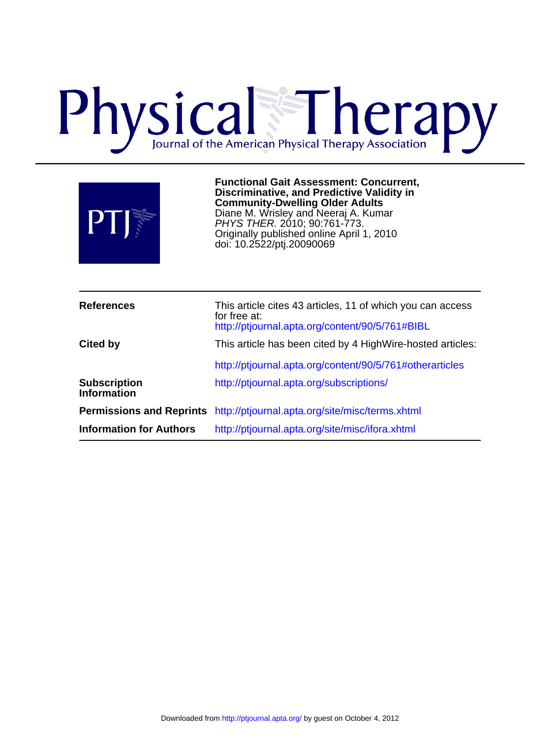# Physical Therapy

Journal of the American Physical Therapy Association

**Functional Gait Assessment: Concurrent, Discriminative, and Predictive Validity in Community-Dwelling Older Adults**

Diane M. Wrisley and Neeraj A. Kumar

*PHYS THER.* 2010; 90:761-773.

Originally published online April 1, 2010

doi: 10.2522/ptj.20090069

| | |
|---|---|
| **References** | This article cites 43 articles, 11 of which you can access for free at: http://ptjournal.apta.org/content/90/5/761#BIBL |
| **Cited by** | This article has been cited by 4 HighWire-hosted articles: http://ptjournal.apta.org/content/90/5/761#otherarticles |
| **Subscription Information** | http://ptjournal.apta.org/subscriptions/ |
| **Permissions and Reprints** | http://ptjournal.apta.org/site/misc/terms.xhtml |
| **Information for Authors** | http://ptjournal.apta.org/site/misc/ifora.xhtml |

Downloaded from http://ptjournal.apta.org/ by guest on October 4, 2012